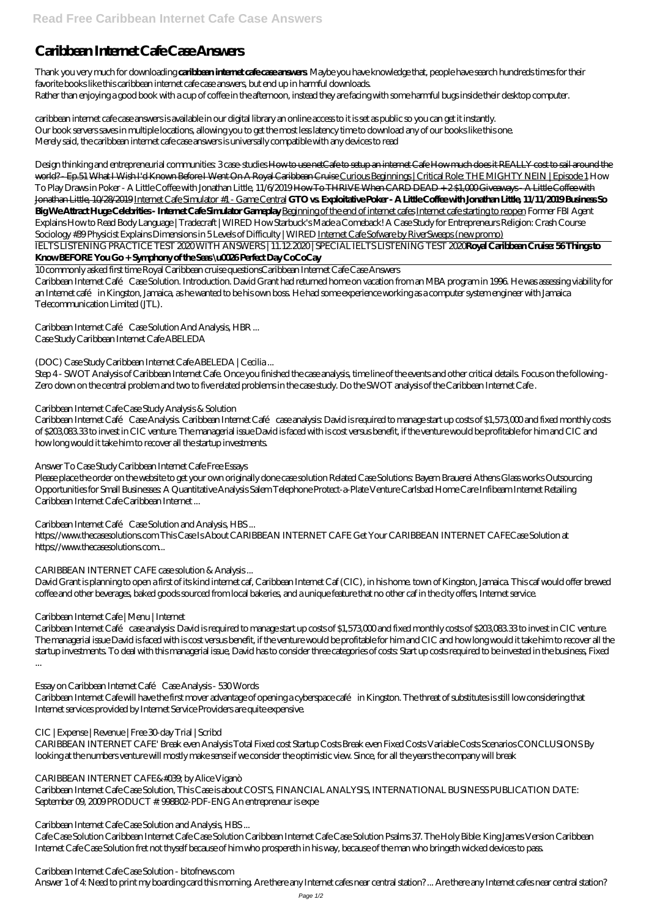# Caribbean Internet Cafe Case Answers

Thank you very much for downloading **caribbean internet cafe case answers**. Maybe you have knowledge that, people have search hundreds times for their favorite books like this caribbean internet cafe case answers, but end up in harmful downloads.
Rather than enjoying a good book with a cup of coffee in the afternoon, instead they are facing with some harmful bugs inside their desktop computer.

caribbean internet cafe case answers is available in our digital library an online access to it is set as public so you can get it instantly.
Our book servers saves in multiple locations, allowing you to get the most less latency time to download any of our books like this one.
Merely said, the caribbean internet cafe case answers is universally compatible with any devices to read

*Design thinking and entrepreneurial communities: 3 case-studies* How to use netCafe to setup an internet Cafe How much does it REALLY cost to sail around the world? - Ep.51 What I Wish I'd Known Before I Went On A Royal Caribbean Cruise Curious Beginnings | Critical Role: THE MIGHTY NEIN | Episode 1 *How To Play Draws in Poker - A Little Coffee with Jonathan Little, 11/6/2019* How To THRIVE When CARD DEAD + 2 $1,000 Giveaways - A Little Coffee with Jonathan Little, 10/28/2019 Internet Cafe Simulator #1 - Game Central **GTO vs. Exploitative Poker - A Little Coffee with Jonathan Little, 11/11/2019 Business So Big We Attract Huge Celebrities - Internet Cafe Simulator Gameplay** Beginning of the end of internet cafes Internet cafe starting to reopen *Former FBI Agent Explains How to Read Body Language | Tradecraft | WIRED How Starbuck's Made a Comeback! A Case Study for Entrepreneurs Religion: Crash Course Sociology #39 Physicist Explains Dimensions in 5 Levels of Difficulty | WIRED* Internet Cafe Sofware by RiverSweeps (new promo)

IELTS LISTENING PRACTICE TEST 2020 WITH ANSWERS | 11.12.2020 | SPECIAL IELTS LISTENING TEST 2020**Royal Caribbean Cruise: 56 Things to Know BEFORE You Go + Symphony of the Seas \u0026 Perfect Day CoCoCay**

10 commonly asked first time Royal Caribbean cruise questions*Caribbean Internet Cafe Case Answers*
Caribbean Internet Café Case Solution. Introduction. David Grant had returned home on vacation from an MBA program in 1996. He was assessing viability for an Internet café in Kingston, Jamaica, as he wanted to be his own boss. He had some experience working as a computer system engineer with Jamaica Telecommunication Limited (JTL).

*Caribbean Internet Café Case Solution And Analysis, HBR ...*
Case Study Caribbean Internet Cafe ABELEDA

*(DOC) Case Study Caribbean Internet Cafe ABELEDA | Cecilia ...*
Step 4 - SWOT Analysis of Caribbean Internet Cafe. Once you finished the case analysis, time line of the events and other critical details. Focus on the following - Zero down on the central problem and two to five related problems in the case study. Do the SWOT analysis of the Caribbean Internet Cafe .

*Caribbean Internet Cafe Case Study Analysis & Solution*
Caribbean Internet Café Case Analysis. Caribbean Internet Café case analysis: David is required to manage start up costs of $1,573,000 and fixed monthly costs of $203,083.33 to invest in CIC venture. The managerial issue David is faced with is cost versus benefit, if the venture would be profitable for him and CIC and how long would it take him to recover all the startup investments.

*Answer To Case Study Caribbean Internet Cafe Free Essays*
Please place the order on the website to get your own originally done case solution Related Case Solutions: Bayern Brauerei Athens Glass works Outsourcing Opportunities for Small Businesses: A Quantitative Analysis Salem Telephone Protect-a-Plate Venture Carlsbad Home Care Infibeam Internet Retailing Caribbean Internet Cafe Caribbean Internet ...

*Caribbean Internet Café Case Solution and Analysis, HBS ...*
https://www.thecasesolutions.com This Case Is About CARIBBEAN INTERNET CAFE Get Your CARIBBEAN INTERNET CAFECase Solution at https://www.thecasesolutions.com...

*CARIBBEAN INTERNET CAFE case solution & Analysis ...*
David Grant is planning to open a first of its kind internet caf, Caribbean Internet Caf (CIC), in his home. town of Kingston, Jamaica. This caf would offer brewed coffee and other beverages, baked goods sourced from local bakeries, and a unique feature that no other caf in the city offers, Internet service.

*Caribbean Internet Cafe | Menu | Internet*
Caribbean Internet Café case analysis: David is required to manage start up costs of $1,573,000 and fixed monthly costs of $203,083.33 to invest in CIC venture. The managerial issue David is faced with is cost versus benefit, if the venture would be profitable for him and CIC and how long would it take him to recover all the startup investments. To deal with this managerial issue, David has to consider three categories of costs: Start up costs required to be invested in the business, Fixed ...

*Essay on Caribbean Internet Café Case Analysis - 530 Words*
Caribbean Internet Cafe will have the first mover advantage of opening a cyberspace café in Kingston. The threat of substitutes is still low considering that Internet services provided by Internet Service Providers are quite expensive.

*CIC | Expense | Revenue | Free 30-day Trial | Scribd*
CARIBBEAN INTERNET CAFE' Break even Analysis Total Fixed cost Startup Costs Break even Fixed Costs Variable Costs Scenarios CONCLUSIONS By looking at the numbers venture will mostly make sense if we consider the optimistic view. Since, for all the years the company will break

*CARIBBEAN INTERNET CAFE&#039; by Alice Viganò*
Caribbean Internet Cafe Case Solution, This Case is about COSTS, FINANCIAL ANALYSIS, INTERNATIONAL BUSINESS PUBLICATION DATE: September 09, 2009 PRODUCT #: 998B02-PDF-ENG An entrepreneur is expe

*Caribbean Internet Cafe Case Solution and Analysis, HBS ...*
Cafe Case Solution Caribbean Internet Cafe Case Solution Caribbean Internet Cafe Case Solution Psalms 37. The Holy Bible: King James Version Caribbean Internet Cafe Case Solution fret not thyself because of him who prospereth in his way, because of the man who bringeth wicked devices to pass.

*Caribbean Internet Cafe Case Solution - bitofnews.com*
Answer 1 of 4: Need to print my boarding card this morning. Are there any Internet cafes near central station? ... Are there any Internet cafes near central station?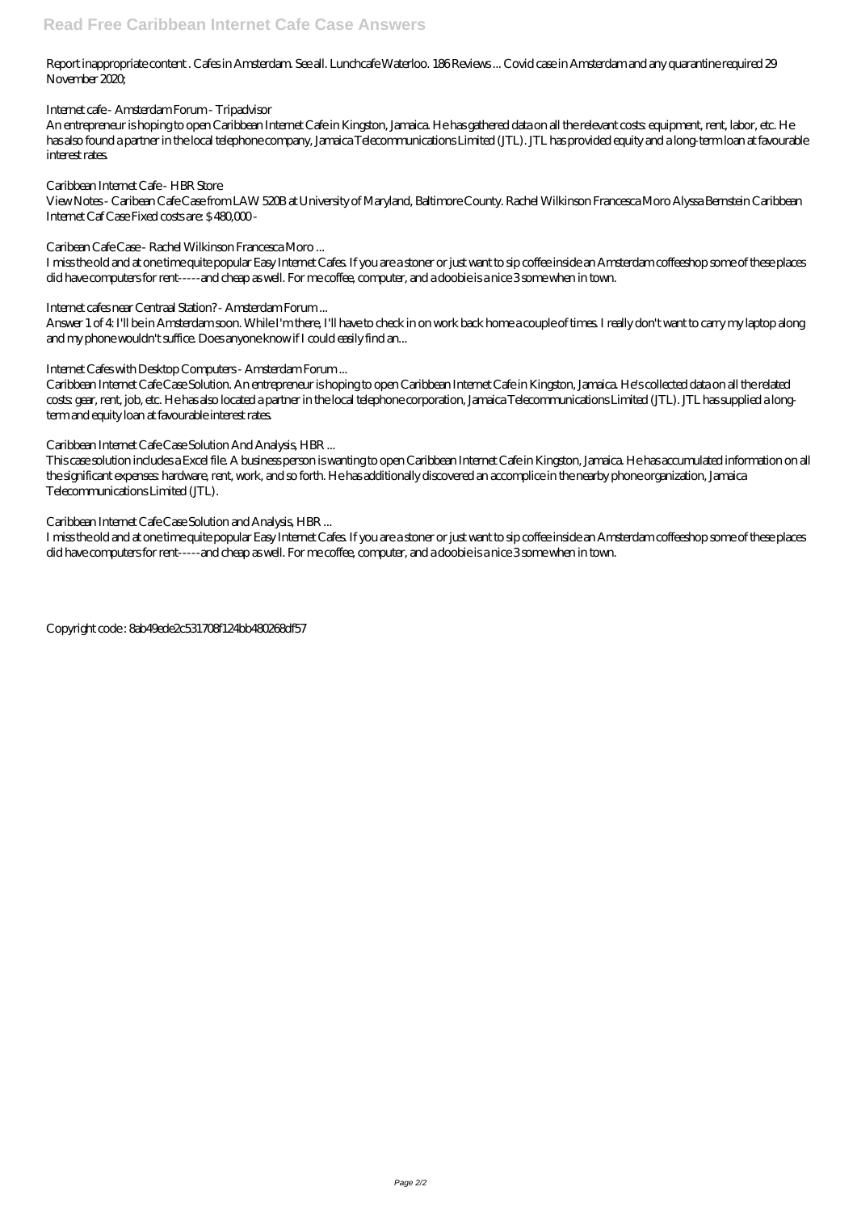Report inappropriate content . Cafes in Amsterdam. See all. Lunchcafe Waterloo. 186 Reviews ... Covid case in Amsterdam and any quarantine required 29 November 2020;

Internet cafe - Amsterdam Forum - Tripadvisor

An entrepreneur is hoping to open Caribbean Internet Cafe in Kingston, Jamaica. He has gathered data on all the relevant costs: equipment, rent, labor, etc. He has also found a partner in the local telephone company, Jamaica Telecommunications Limited (JTL). JTL has provided equity and a long-term loan at favourable interest rates.

Caribbean Internet Cafe - HBR Store

View Notes - Caribean Cafe Case from LAW 520B at University of Maryland, Baltimore County. Rachel Wilkinson Francesca Moro Alyssa Bernstein Caribbean Internet Caf Case Fixed costs are: $ 480,000 -

Caribean Cafe Case - Rachel Wilkinson Francesca Moro ...

I miss the old and at one time quite popular Easy Internet Cafes. If you are a stoner or just want to sip coffee inside an Amsterdam coffeeshop some of these places did have computers for rent-----and cheap as well. For me coffee, computer, and a doobie is a nice 3 some when in town.

Internet cafes near Centraal Station? - Amsterdam Forum ...

Answer 1 of 4: I'll be in Amsterdam soon. While I'm there, I'll have to check in on work back home a couple of times. I really don't want to carry my laptop along and my phone wouldn't suffice. Does anyone know if I could easily find an...

Internet Cafes with Desktop Computers - Amsterdam Forum ...

Caribbean Internet Cafe Case Solution. An entrepreneur is hoping to open Caribbean Internet Cafe in Kingston, Jamaica. He's collected data on all the related costs: gear, rent, job, etc. He has also located a partner in the local telephone corporation, Jamaica Telecommunications Limited (JTL). JTL has supplied a long-term and equity loan at favourable interest rates.

Caribbean Internet Cafe Case Solution And Analysis, HBR ...

This case solution includes a Excel file. A business person is wanting to open Caribbean Internet Cafe in Kingston, Jamaica. He has accumulated information on all the significant expenses: hardware, rent, work, and so forth. He has additionally discovered an accomplice in the nearby phone organization, Jamaica Telecommunications Limited (JTL).

Caribbean Internet Cafe Case Solution and Analysis, HBR ...

I miss the old and at one time quite popular Easy Internet Cafes. If you are a stoner or just want to sip coffee inside an Amsterdam coffeeshop some of these places did have computers for rent-----and cheap as well. For me coffee, computer, and a doobie is a nice 3 some when in town.

Copyright code : 8ab49ede2c531708f124bb480268df57